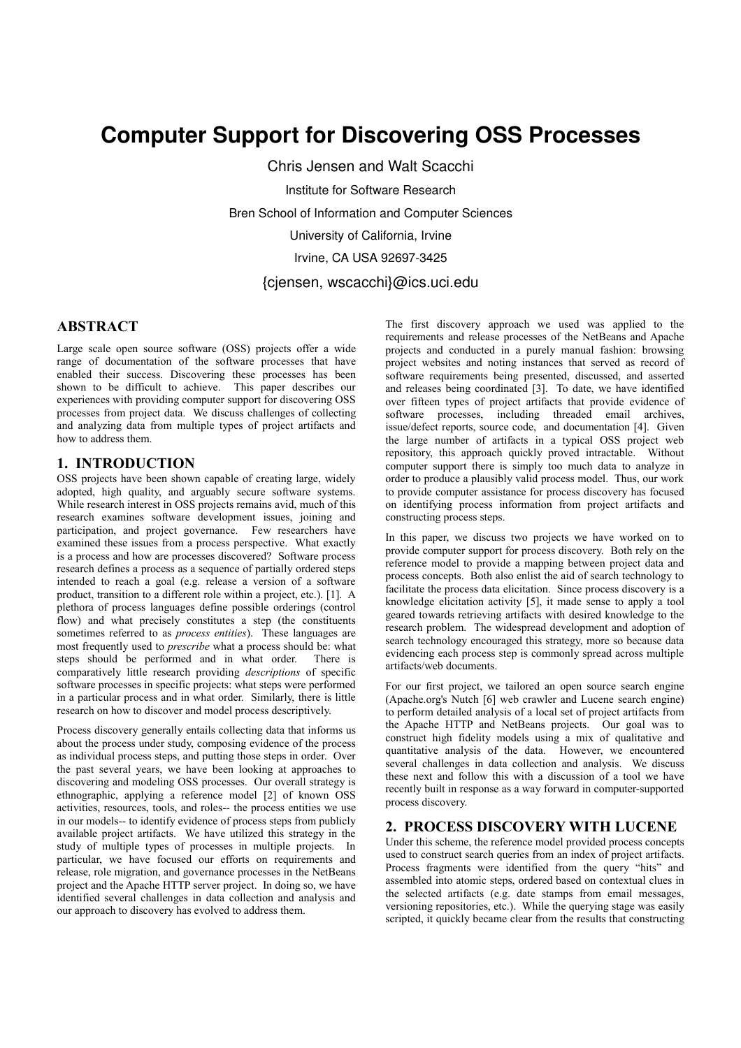# Computer Support for Discovering OSS Processes

Chris Jensen and Walt Scacchi

Institute for Software Research

Bren School of Information and Computer Sciences

University of California, Irvine

Irvine, CA USA 92697-3425

{cjensen, wscacchi}@ics.uci.edu

## ABSTRACT

Large scale open source software (OSS) projects offer a wide range of documentation of the software processes that have enabled their success. Discovering these processes has been shown to be difficult to achieve. This paper describes our experiences with providing computer support for discovering OSS processes from project data. We discuss challenges of collecting and analyzing data from multiple types of project artifacts and how to address them.

## 1. INTRODUCTION

OSS projects have been shown capable of creating large, widely adopted, high quality, and arguably secure software systems. While research interest in OSS projects remains avid, much of this research examines software development issues, joining and participation, and project governance. Few researchers have examined these issues from a process perspective. What exactly is a process and how are processes discovered? Software process research defines a process as a sequence of partially ordered steps intended to reach a goal (e.g. release a version of a software product, transition to a different role within a project, etc.). [1]. A plethora of process languages define possible orderings (control flow) and what precisely constitutes a step (the constituents sometimes referred to as *process entities*). These languages are most frequently used to *prescribe* what a process should be: what steps should be performed and in what order. There is comparatively little research providing *descriptions* of specific software processes in specific projects: what steps were performed in a particular process and in what order. Similarly, there is little research on how to discover and model process descriptively.

Process discovery generally entails collecting data that informs us about the process under study, composing evidence of the process as individual process steps, and putting those steps in order. Over the past several years, we have been looking at approaches to discovering and modeling OSS processes. Our overall strategy is ethnographic, applying a reference model [2] of known OSS activities, resources, tools, and roles-- the process entities we use in our models-- to identify evidence of process steps from publicly available project artifacts. We have utilized this strategy in the study of multiple types of processes in multiple projects. In particular, we have focused our efforts on requirements and release, role migration, and governance processes in the NetBeans project and the Apache HTTP server project. In doing so, we have identified several challenges in data collection and analysis and our approach to discovery has evolved to address them.

The first discovery approach we used was applied to the requirements and release processes of the NetBeans and Apache projects and conducted in a purely manual fashion: browsing project websites and noting instances that served as record of software requirements being presented, discussed, and asserted and releases being coordinated [3]. To date, we have identified over fifteen types of project artifacts that provide evidence of software processes, including threaded email archives, issue/defect reports, source code, and documentation [4]. Given the large number of artifacts in a typical OSS project web repository, this approach quickly proved intractable. Without computer support there is simply too much data to analyze in order to produce a plausibly valid process model. Thus, our work to provide computer assistance for process discovery has focused on identifying process information from project artifacts and constructing process steps.

In this paper, we discuss two projects we have worked on to provide computer support for process discovery. Both rely on the reference model to provide a mapping between project data and process concepts. Both also enlist the aid of search technology to facilitate the process data elicitation. Since process discovery is a knowledge elicitation activity [5], it made sense to apply a tool geared towards retrieving artifacts with desired knowledge to the research problem. The widespread development and adoption of search technology encouraged this strategy, more so because data evidencing each process step is commonly spread across multiple artifacts/web documents.

For our first project, we tailored an open source search engine (Apache.org's Nutch [6] web crawler and Lucene search engine) to perform detailed analysis of a local set of project artifacts from the Apache HTTP and NetBeans projects. Our goal was to construct high fidelity models using a mix of qualitative and quantitative analysis of the data. However, we encountered several challenges in data collection and analysis. We discuss these next and follow this with a discussion of a tool we have recently built in response as a way forward in computer-supported process discovery.

## 2. PROCESS DISCOVERY WITH LUCENE

Under this scheme, the reference model provided process concepts used to construct search queries from an index of project artifacts. Process fragments were identified from the query "hits" and assembled into atomic steps, ordered based on contextual clues in the selected artifacts (e.g. date stamps from email messages, versioning repositories, etc.). While the querying stage was easily scripted, it quickly became clear from the results that constructing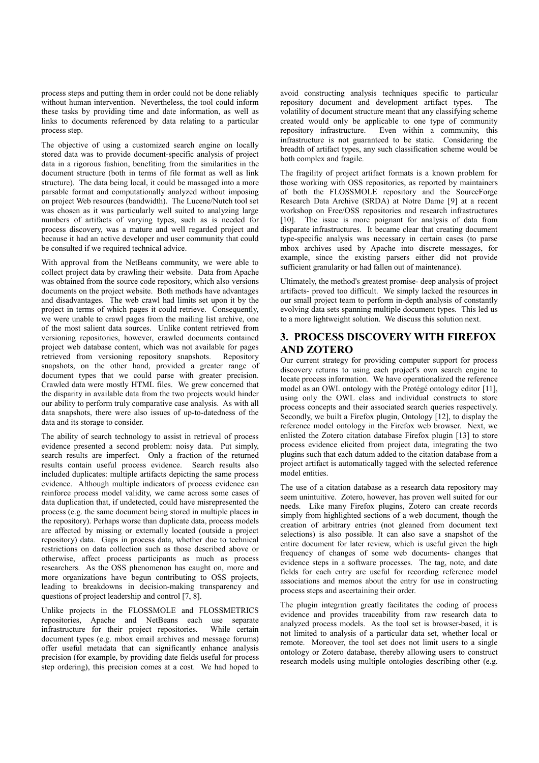process steps and putting them in order could not be done reliably without human intervention. Nevertheless, the tool could inform these tasks by providing time and date information, as well as links to documents referenced by data relating to a particular process step.

The objective of using a customized search engine on locally stored data was to provide document-specific analysis of project data in a rigorous fashion, benefiting from the similarities in the document structure (both in terms of file format as well as link structure). The data being local, it could be massaged into a more parsable format and computationally analyzed without imposing on project Web resources (bandwidth). The Lucene/Nutch tool set was chosen as it was particularly well suited to analyzing large numbers of artifacts of varying types, such as is needed for process discovery, was a mature and well regarded project and because it had an active developer and user community that could be consulted if we required technical advice.

With approval from the NetBeans community, we were able to collect project data by crawling their website. Data from Apache was obtained from the source code repository, which also versions documents on the project website. Both methods have advantages and disadvantages. The web crawl had limits set upon it by the project in terms of which pages it could retrieve. Consequently, we were unable to crawl pages from the mailing list archive, one of the most salient data sources. Unlike content retrieved from versioning repositories, however, crawled documents contained project web database content, which was not available for pages retrieved from versioning repository snapshots. Repository snapshots, on the other hand, provided a greater range of document types that we could parse with greater precision. Crawled data were mostly HTML files. We grew concerned that the disparity in available data from the two projects would hinder our ability to perform truly comparative case analysis. As with all data snapshots, there were also issues of up-to-datedness of the data and its storage to consider.

The ability of search technology to assist in retrieval of process evidence presented a second problem: noisy data. Put simply, search results are imperfect. Only a fraction of the returned results contain useful process evidence. Search results also included duplicates: multiple artifacts depicting the same process evidence. Although multiple indicators of process evidence can reinforce process model validity, we came across some cases of data duplication that, if undetected, could have misrepresented the process (e.g. the same document being stored in multiple places in the repository). Perhaps worse than duplicate data, process models are affected by missing or externally located (outside a project repository) data. Gaps in process data, whether due to technical restrictions on data collection such as those described above or otherwise, affect process participants as much as process researchers. As the OSS phenomenon has caught on, more and more organizations have begun contributing to OSS projects, leading to breakdowns in decision-making transparency and questions of project leadership and control [7, 8].

Unlike projects in the FLOSSMOLE and FLOSSMETRICS repositories, Apache and NetBeans each use separate infrastructure for their project repositories. While certain document types (e.g. mbox email archives and message forums) offer useful metadata that can significantly enhance analysis precision (for example, by providing date fields useful for process step ordering), this precision comes at a cost. We had hoped to avoid constructing analysis techniques specific to particular repository document and development artifact types. The volatility of document structure meant that any classifying scheme created would only be applicable to one type of community repository infrastructure. Even within a community, this infrastructure is not guaranteed to be static. Considering the breadth of artifact types, any such classification scheme would be both complex and fragile.

The fragility of project artifact formats is a known problem for those working with OSS repositories, as reported by maintainers of both the FLOSSMOLE repository and the SourceForge Research Data Archive (SRDA) at Notre Dame [9] at a recent workshop on Free/OSS repositories and research infrastructures [10]. The issue is more poignant for analysis of data from disparate infrastructures. It became clear that creating document type-specific analysis was necessary in certain cases (to parse mbox archives used by Apache into discrete messages, for example, since the existing parsers either did not provide sufficient granularity or had fallen out of maintenance).

Ultimately, the method's greatest promise- deep analysis of project artifacts- proved too difficult. We simply lacked the resources in our small project team to perform in-depth analysis of constantly evolving data sets spanning multiple document types. This led us to a more lightweight solution. We discuss this solution next.

## 3. PROCESS DISCOVERY WITH FIREFOX AND ZOTERO

Our current strategy for providing computer support for process discovery returns to using each project's own search engine to locate process information. We have operationalized the reference model as an OWL ontology with the Protégé ontology editor [11], using only the OWL class and individual constructs to store process concepts and their associated search queries respectively. Secondly, we built a Firefox plugin, Ontology [12], to display the reference model ontology in the Firefox web browser. Next, we enlisted the Zotero citation database Firefox plugin [13] to store process evidence elicited from project data, integrating the two plugins such that each datum added to the citation database from a project artifact is automatically tagged with the selected reference model entities.

The use of a citation database as a research data repository may seem unintuitive. Zotero, however, has proven well suited for our needs. Like many Firefox plugins, Zotero can create records simply from highlighted sections of a web document, though the creation of arbitrary entries (not gleaned from document text selections) is also possible. It can also save a snapshot of the entire document for later review, which is useful given the high frequency of changes of some web documents- changes that evidence steps in a software processes. The tag, note, and date fields for each entry are useful for recording reference model associations and memos about the entry for use in constructing process steps and ascertaining their order.

The plugin integration greatly facilitates the coding of process evidence and provides traceability from raw research data to analyzed process models. As the tool set is browser-based, it is not limited to analysis of a particular data set, whether local or remote. Moreover, the tool set does not limit users to a single ontology or Zotero database, thereby allowing users to construct research models using multiple ontologies describing other (e.g.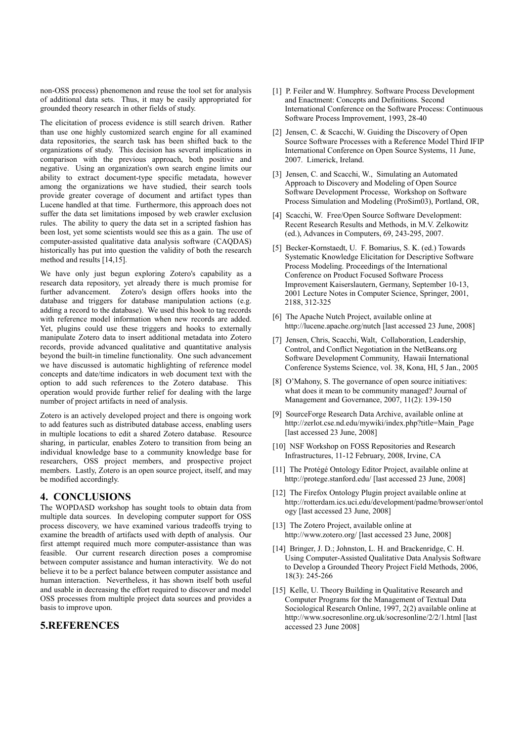non-OSS process) phenomenon and reuse the tool set for analysis of additional data sets. Thus, it may be easily appropriated for grounded theory research in other fields of study.

The elicitation of process evidence is still search driven. Rather than use one highly customized search engine for all examined data repositories, the search task has been shifted back to the organizations of study. This decision has several implications in comparison with the previous approach, both positive and negative. Using an organization's own search engine limits our ability to extract document-type specific metadata, however among the organizations we have studied, their search tools provide greater coverage of document and artifact types than Lucene handled at that time. Furthermore, this approach does not suffer the data set limitations imposed by web crawler exclusion rules. The ability to query the data set in a scripted fashion has been lost, yet some scientists would see this as a gain. The use of computer-assisted qualitative data analysis software (CAQDAS) historically has put into question the validity of both the research method and results [14,15].

We have only just begun exploring Zotero's capability as a research data repository, yet already there is much promise for further advancement. Zotero's design offers hooks into the database and triggers for database manipulation actions (e.g. adding a record to the database). We used this hook to tag records with reference model information when new records are added. Yet, plugins could use these triggers and hooks to externally manipulate Zotero data to insert additional metadata into Zotero records, provide advanced qualitative and quantitative analysis beyond the built-in timeline functionality. One such advancement we have discussed is automatic highlighting of reference model concepts and date/time indicators in web document text with the option to add such references to the Zotero database. This operation would provide further relief for dealing with the large number of project artifacts in need of analysis.

Zotero is an actively developed project and there is ongoing work to add features such as distributed database access, enabling users in multiple locations to edit a shared Zotero database. Resource sharing, in particular, enables Zotero to transition from being an individual knowledge base to a community knowledge base for researchers, OSS project members, and prospective project members. Lastly, Zotero is an open source project, itself, and may be modified accordingly.

## 4. CONCLUSIONS

The WOPDASD workshop has sought tools to obtain data from multiple data sources. In developing computer support for OSS process discovery, we have examined various tradeoffs trying to examine the breadth of artifacts used with depth of analysis. Our first attempt required much more computer-assistance than was feasible. Our current research direction poses a compromise between computer assistance and human interactivity. We do not believe it to be a perfect balance between computer assistance and human interaction. Nevertheless, it has shown itself both useful and usable in decreasing the effort required to discover and model OSS processes from multiple project data sources and provides a basis to improve upon.

## 5.REFERENCES

[1] P. Feiler and W. Humphrey. Software Process Development and Enactment: Concepts and Definitions. Second International Conference on the Software Process: Continuous Software Process Improvement, 1993, 28-40

[2] Jensen, C. & Scacchi, W. Guiding the Discovery of Open Source Software Processes with a Reference Model Third IFIP International Conference on Open Source Systems, 11 June, 2007. Limerick, Ireland.

[3] Jensen, C. and Scacchi, W., Simulating an Automated Approach to Discovery and Modeling of Open Source Software Development Processe, Workshop on Software Process Simulation and Modeling (ProSim03), Portland, OR,

[4] Scacchi, W. Free/Open Source Software Development: Recent Research Results and Methods, in M.V. Zelkowitz (ed.), Advances in Computers, 69, 243-295, 2007.

[5] Becker-Kornstaedt, U. F. Bomarius, S. K. (ed.) Towards Systematic Knowledge Elicitation for Descriptive Software Process Modeling. Proceedings of the International Conference on Product Focused Software Process Improvement Kaiserslautern, Germany, September 10-13, 2001 Lecture Notes in Computer Science, Springer, 2001, 2188, 312-325

[6] The Apache Nutch Project, available online at http://lucene.apache.org/nutch [last accessed 23 June, 2008]

[7] Jensen, Chris, Scacchi, Walt, Collaboration, Leadership, Control, and Conflict Negotiation in the NetBeans.org Software Development Community, Hawaii International Conference Systems Science, vol. 38, Kona, HI, 5 Jan., 2005

[8] O'Mahony, S. The governance of open source initiatives: what does it mean to be community managed? Journal of Management and Governance, 2007, 11(2): 139-150

[9] SourceForge Research Data Archive, available online at http://zerlot.cse.nd.edu/mywiki/index.php?title=Main_Page [last accessed 23 June, 2008]

[10] NSF Workshop on FOSS Repositories and Research Infrastructures, 11-12 February, 2008, Irvine, CA

[11] The Protégé Ontology Editor Project, available online at http://protege.stanford.edu/ [last accessed 23 June, 2008]

[12] The Firefox Ontology Plugin project available online at http://rotterdam.ics.uci.edu/development/padme/browser/ontology [last accessed 23 June, 2008]

[13] The Zotero Project, available online at http://www.zotero.org/ [last accessed 23 June, 2008]

[14] Bringer, J. D.; Johnston, L. H. and Brackenridge, C. H. Using Computer-Assisted Qualitative Data Analysis Software to Develop a Grounded Theory Project Field Methods, 2006, 18(3): 245-266

[15] Kelle, U. Theory Building in Qualitative Research and Computer Programs for the Management of Textual Data Sociological Research Online, 1997, 2(2) available online at http://www.socresonline.org.uk/socresonline/2/2/1.html [last accessed 23 June 2008]